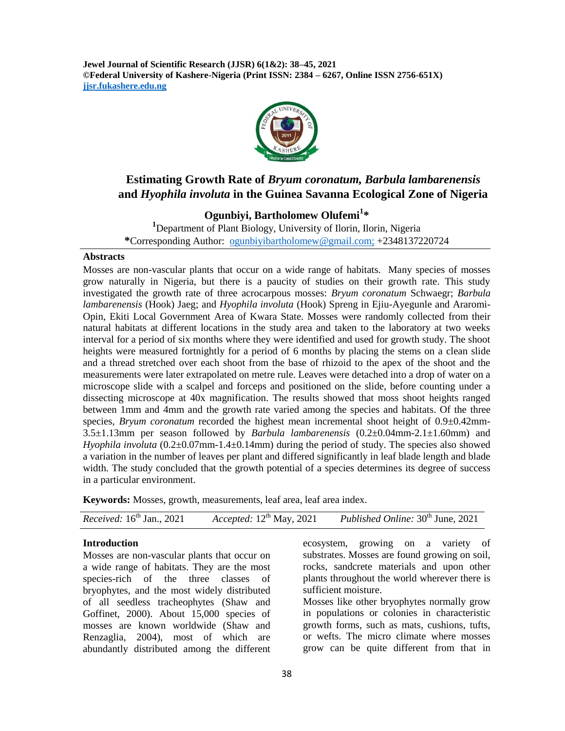# Estimating Growth Rate of *Bryum coronatum, Barbula lambarenensis* and *Hyophila involuta* in the Guinea Savanna Ecological Zone of Nigeria

**Ogunbiyi, Bartholomew Olufemi[1]***

[1]Department of Plant Biology, University of Ilorin, Ilorin, Nigeria

***Corresponding Author: ogunbiyibartholomew@gmail.com; +2348137220724

## Abstracts

Mosses are non-vascular plants that occur on a wide range of habitats. Many species of mosses grow naturally in Nigeria, but there is a paucity of studies on their growth rate. This study investigated the growth rate of three acrocarpous mosses: *Bryum coronatum* Schwaegr; *Barbula lambarenensis* (Hook) Jaeg; and *Hyophila involuta* (Hook) Spreng in Ejiu-Ayegunle and Araromi-Opin, Ekiti Local Government Area of Kwara State. Mosses were randomly collected from their natural habitats at different locations in the study area and taken to the laboratory at two weeks interval for a period of six months where they were identified and used for growth study. The shoot heights were measured fortnightly for a period of 6 months by placing the stems on a clean slide and a thread stretched over each shoot from the base of rhizoid to the apex of the shoot and the measurements were later extrapolated on metre rule. Leaves were detached into a drop of water on a microscope slide with a scalpel and forceps and positioned on the slide, before counting under a dissecting microscope at 40x magnification. The results showed that moss shoot heights ranged between 1mm and 4mm and the growth rate varied among the species and habitats. Of the three species, *Bryum coronatum* recorded the highest mean incremental shoot height of 0.9±0.42mm-3.5±1.13mm per season followed by *Barbula lambarenensis* (0.2±0.04mm-2.1±1.60mm) and *Hyophila involuta* (0.2±0.07mm-1.4±0.14mm) during the period of study. The species also showed a variation in the number of leaves per plant and differed significantly in leaf blade length and blade width. The study concluded that the growth potential of a species determines its degree of success in a particular environment.

**Keywords:** Mosses, growth, measurements, leaf area, leaf area index.

*Received:* 16th Jan., 2021 *Accepted:* 12th May, 2021 *Published Online:* 30th June, 2021

## Introduction

Mosses are non-vascular plants that occur on a wide range of habitats. They are the most species-rich of the three classes of bryophytes, and the most widely distributed of all seedless tracheophytes (Shaw and Goffinet, 2000). About 15,000 species of mosses are known worldwide (Shaw and Renzaglia, 2004), most of which are abundantly distributed among the different ecosystem, growing on a variety of substrates. Mosses are found growing on soil, rocks, sandcrete materials and upon other plants throughout the world wherever there is sufficient moisture.

Mosses like other bryophytes normally grow in populations or colonies in characteristic growth forms, such as mats, cushions, tufts, or wefts. The micro climate where mosses grow can be quite different from that in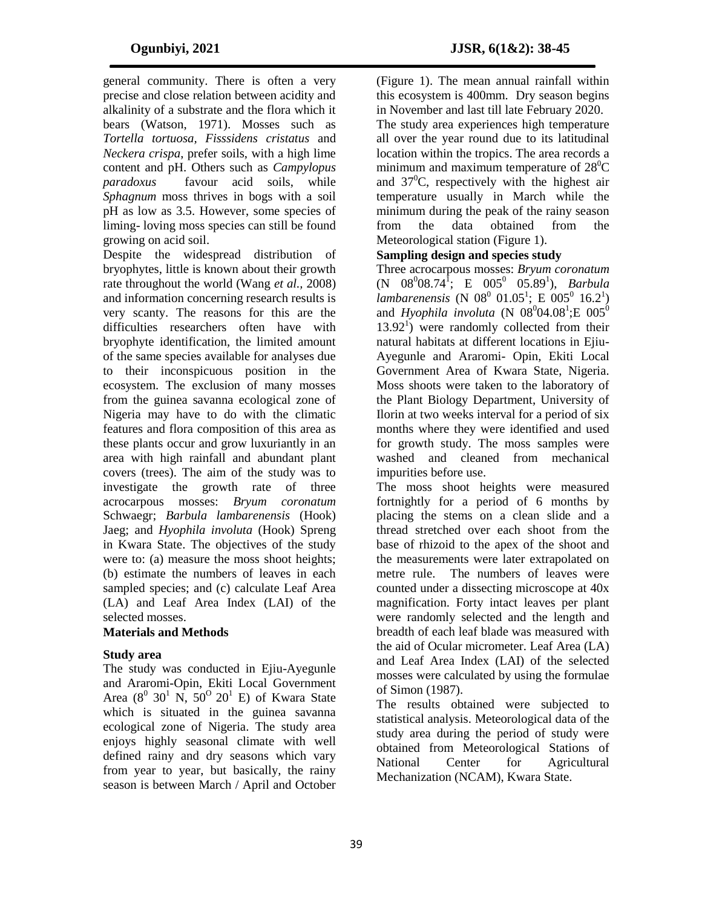general community. There is often a very precise and close relation between acidity and alkalinity of a substrate and the flora which it bears (Watson, 1971). Mosses such as *Tortella tortuosa*, *Fisssidens cristatus* and *Neckera crispa*, prefer soils, with a high lime content and pH. Others such as *Campylopus paradoxus* favour acid soils, while *Sphagnum* moss thrives in bogs with a soil pH as low as 3.5. However, some species of liming- loving moss species can still be found growing on acid soil.

Despite the widespread distribution of bryophytes, little is known about their growth rate throughout the world (Wang *et al.,* 2008) and information concerning research results is very scanty. The reasons for this are the difficulties researchers often have with bryophyte identification, the limited amount of the same species available for analyses due to their inconspicuous position in the ecosystem. The exclusion of many mosses from the guinea savanna ecological zone of Nigeria may have to do with the climatic features and flora composition of this area as these plants occur and grow luxuriantly in an area with high rainfall and abundant plant covers (trees). The aim of the study was to investigate the growth rate of three acrocarpous mosses: *Bryum coronatum* Schwaegr; *Barbula lambarenensis* (Hook) Jaeg; and *Hyophila involuta* (Hook) Spreng in Kwara State. The objectives of the study were to: (a) measure the moss shoot heights; (b) estimate the numbers of leaves in each sampled species; and (c) calculate Leaf Area (LA) and Leaf Area Index (LAI) of the selected mosses.

## Materials and Methods

### Study area

The study was conducted in Ejiu-Ayegunle and Araromi-Opin, Ekiti Local Government Area ($8^0$ $30^1$ N, $50^O$ $20^1$ E) of Kwara State which is situated in the guinea savanna ecological zone of Nigeria. The study area enjoys highly seasonal climate with well defined rainy and dry seasons which vary from year to year, but basically, the rainy season is between March / April and October (Figure 1). The mean annual rainfall within this ecosystem is 400mm. Dry season begins in November and last till late February 2020.

The study area experiences high temperature all over the year round due to its latitudinal location within the tropics. The area records a minimum and maximum temperature of $28^0$C and $37^0$C, respectively with the highest air temperature usually in March while the minimum during the peak of the rainy season from the data obtained from the Meteorological station (Figure 1).

### Sampling design and species study

Three acrocarpous mosses: *Bryum coronatum* (N $08^0 08.74^1$; E $005^0$ $05.89^1$), *Barbula lambarenensis* (N $08^0$ $01.05^1$; E $005^0$ $16.2^1$) and *Hyophila involuta* (N $08^0 04.08^1$;E $005^0$ $13.92^1$) were randomly collected from their natural habitats at different locations in Ejiu-Ayegunle and Araromi- Opin, Ekiti Local Government Area of Kwara State, Nigeria. Moss shoots were taken to the laboratory of the Plant Biology Department, University of Ilorin at two weeks interval for a period of six months where they were identified and used for growth study. The moss samples were washed and cleaned from mechanical impurities before use.

The moss shoot heights were measured fortnightly for a period of 6 months by placing the stems on a clean slide and a thread stretched over each shoot from the base of rhizoid to the apex of the shoot and the measurements were later extrapolated on metre rule. The numbers of leaves were counted under a dissecting microscope at 40x magnification. Forty intact leaves per plant were randomly selected and the length and breadth of each leaf blade was measured with the aid of Ocular micrometer. Leaf Area (LA) and Leaf Area Index (LAI) of the selected mosses were calculated by using the formulae of Simon (1987).

The results obtained were subjected to statistical analysis. Meteorological data of the study area during the period of study were obtained from Meteorological Stations of National Center for Agricultural Mechanization (NCAM), Kwara State.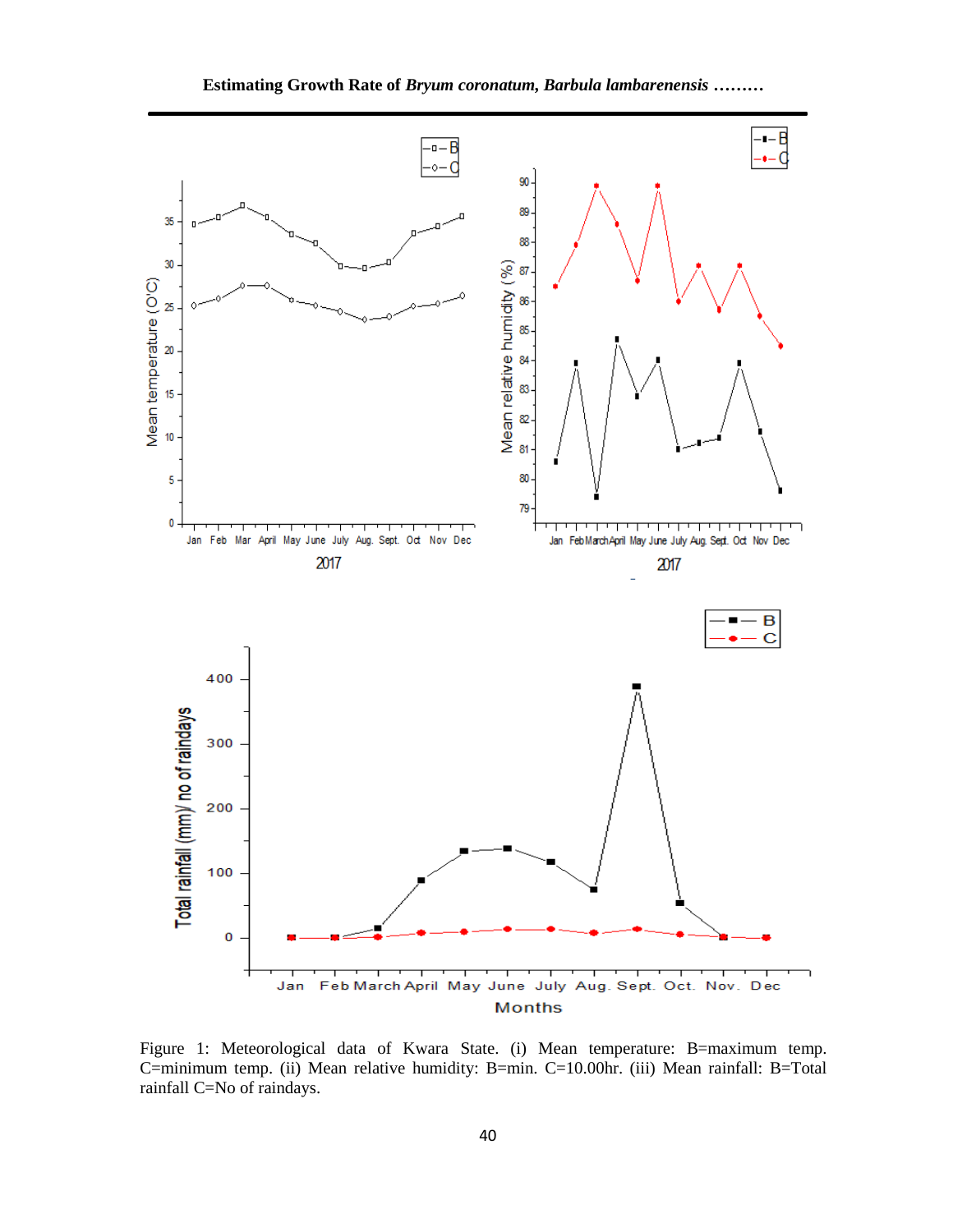Figure 1: Meteorological data of Kwara State. (i) Mean temperature: B=maximum temp. C=minimum temp. (ii) Mean relative humidity: B=min. C=10.00hr. (iii) Mean rainfall: B=Total rainfall C=No of raindays.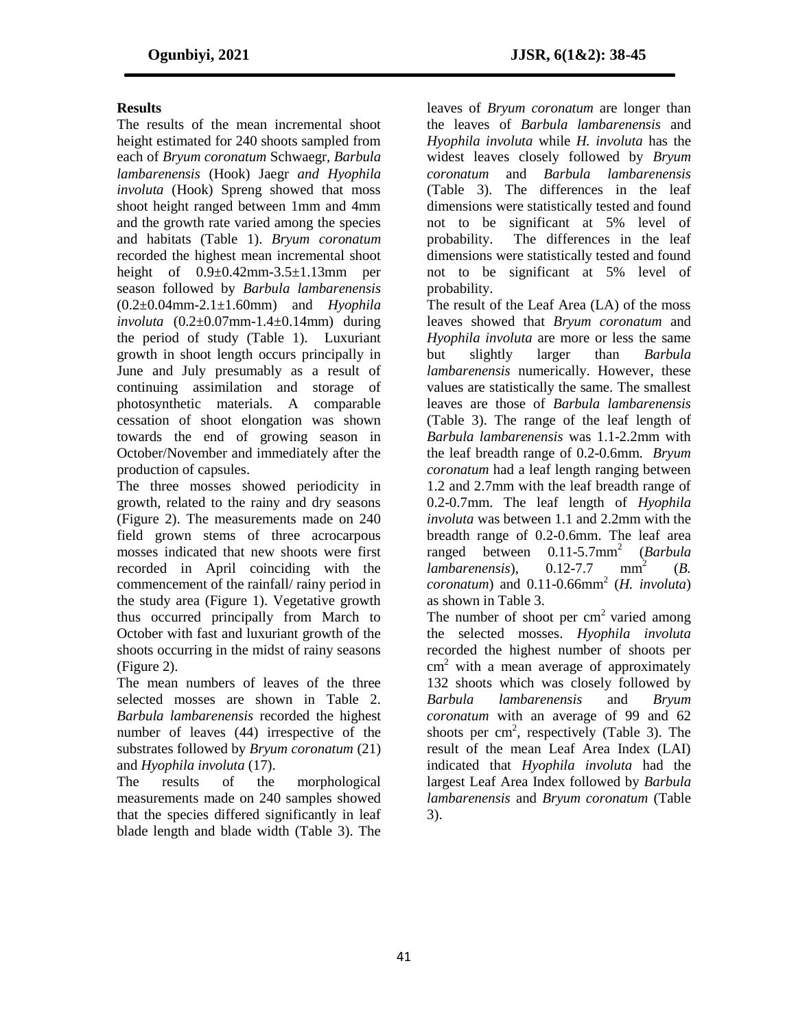**Results**

The results of the mean incremental shoot height estimated for 240 shoots sampled from each of *Bryum coronatum* Schwaegr, *Barbula lambarenensis* (Hook) Jaegr *and Hyophila involuta* (Hook) Spreng showed that moss shoot height ranged between 1mm and 4mm and the growth rate varied among the species and habitats (Table 1). *Bryum coronatum* recorded the highest mean incremental shoot height of 0.9±0.42mm-3.5±1.13mm per season followed by *Barbula lambarenensis* (0.2±0.04mm-2.1±1.60mm) and *Hyophila involuta* (0.2±0.07mm-1.4±0.14mm) during the period of study (Table 1). Luxuriant growth in shoot length occurs principally in June and July presumably as a result of continuing assimilation and storage of photosynthetic materials. A comparable cessation of shoot elongation was shown towards the end of growing season in October/November and immediately after the production of capsules.

The three mosses showed periodicity in growth, related to the rainy and dry seasons (Figure 2). The measurements made on 240 field grown stems of three acrocarpous mosses indicated that new shoots were first recorded in April coinciding with the commencement of the rainfall/ rainy period in the study area (Figure 1). Vegetative growth thus occurred principally from March to October with fast and luxuriant growth of the shoots occurring in the midst of rainy seasons (Figure 2).

The mean numbers of leaves of the three selected mosses are shown in Table 2. *Barbula lambarenensis* recorded the highest number of leaves (44) irrespective of the substrates followed by *Bryum coronatum* (21) and *Hyophila involuta* (17).

The results of the morphological measurements made on 240 samples showed that the species differed significantly in leaf blade length and blade width (Table 3). The leaves of *Bryum coronatum* are longer than the leaves of *Barbula lambarenensis* and *Hyophila involuta* while *H. involuta* has the widest leaves closely followed by *Bryum coronatum* and *Barbula lambarenensis* (Table 3). The differences in the leaf dimensions were statistically tested and found not to be significant at 5% level of probability. The differences in the leaf dimensions were statistically tested and found not to be significant at 5% level of probability.

The result of the Leaf Area (LA) of the moss leaves showed that *Bryum coronatum* and *Hyophila involuta* are more or less the same but slightly larger than *Barbula lambarenensis* numerically. However, these values are statistically the same. The smallest leaves are those of *Barbula lambarenensis* (Table 3). The range of the leaf length of *Barbula lambarenensis* was 1.1-2.2mm with the leaf breadth range of 0.2-0.6mm. *Bryum coronatum* had a leaf length ranging between 1.2 and 2.7mm with the leaf breadth range of 0.2-0.7mm. The leaf length of *Hyophila involuta* was between 1.1 and 2.2mm with the breadth range of 0.2-0.6mm. The leaf area ranged between 0.11-5.7mm$^2$ (*Barbula lambarenensis*), 0.12-7.7 mm$^2$ (*B. coronatum*) and 0.11-0.66mm$^2$ (*H. involuta*) as shown in Table 3.

The number of shoot per cm$^2$ varied among the selected mosses. *Hyophila involuta* recorded the highest number of shoots per cm$^2$ with a mean average of approximately 132 shoots which was closely followed by *Barbula lambarenensis* and *Bryum coronatum* with an average of 99 and 62 shoots per cm$^2$, respectively (Table 3). The result of the mean Leaf Area Index (LAI) indicated that *Hyophila involuta* had the largest Leaf Area Index followed by *Barbula lambarenensis* and *Bryum coronatum* (Table 3).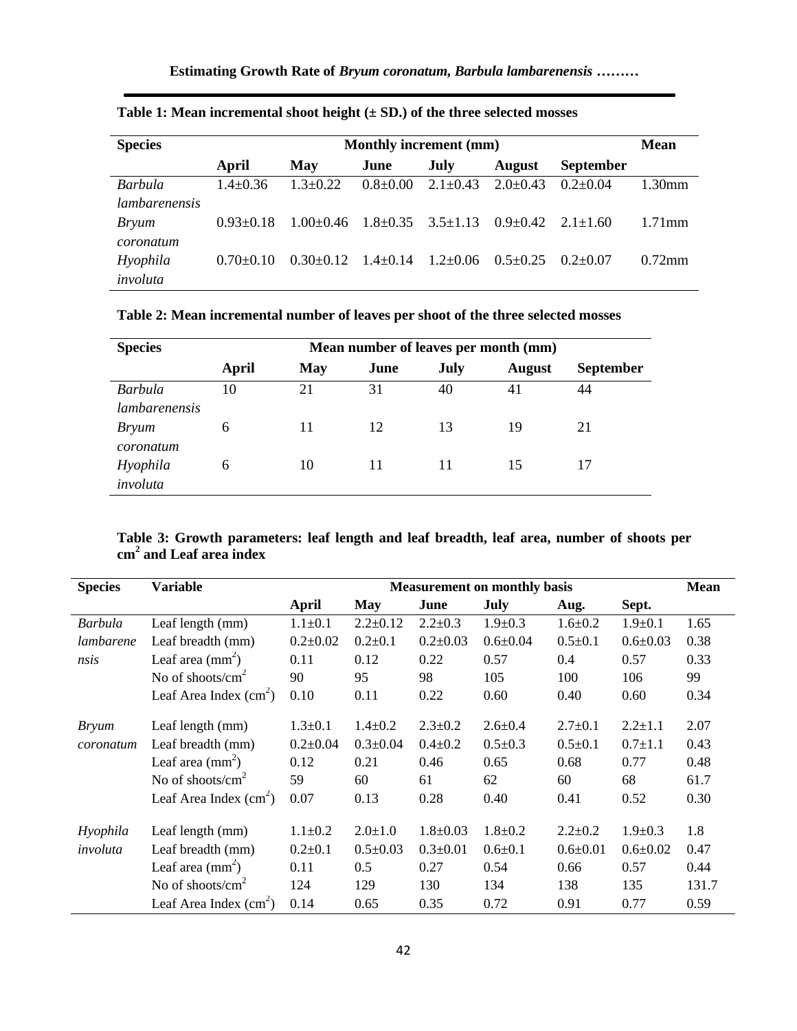**Table 1: Mean incremental shoot height (± SD.) of the three selected mosses**

| Species | Monthly increment (mm) | | | | | | Mean |
|---|---|---|---|---|---|---|---|
| | April | May | June | July | August | September | |
| *Barbula lambarenensis* | 1.4±0.36 | 1.3±0.22 | 0.8±0.00 | 2.1±0.43 | 2.0±0.43 | 0.2±0.04 | 1.30mm |
| *Bryum coronatum* | 0.93±0.18 | 1.00±0.46 | 1.8±0.35 | 3.5±1.13 | 0.9±0.42 | 2.1±1.60 | 1.71mm |
| *Hyophila involuta* | 0.70±0.10 | 0.30±0.12 | 1.4±0.14 | 1.2±0.06 | 0.5±0.25 | 0.2±0.07 | 0.72mm |

**Table 2: Mean incremental number of leaves per shoot of the three selected mosses**

| Species | Mean number of leaves per month (mm) | | | | | |
|---|---|---|---|---|---|---|
| | April | May | June | July | August | September |
| *Barbula lambarenensis* | 10 | 21 | 31 | 40 | 41 | 44 |
| *Bryum coronatum* | 6 | 11 | 12 | 13 | 19 | 21 |
| *Hyophila involuta* | 6 | 10 | 11 | 11 | 15 | 17 |

**Table 3: Growth parameters: leaf length and leaf breadth, leaf area, number of shoots per cm$^2$ and Leaf area index**

| Species | Variable | Measurement on monthly basis | | | | | | Mean |
|---|---|---|---|---|---|---|---|---|
| | | April | May | June | July | Aug. | Sept. | |
| *Barbula lambarenensis* | Leaf length (mm) | 1.1±0.1 | 2.2±0.12 | 2.2±0.3 | 1.9±0.3 | 1.6±0.2 | 1.9±0.1 | 1.65 |
| | Leaf breadth (mm) | 0.2±0.02 | 0.2±0.1 | 0.2±0.03 | 0.6±0.04 | 0.5±0.1 | 0.6±0.03 | 0.38 |
| | Leaf area (mm$^2$) | 0.11 | 0.12 | 0.22 | 0.57 | 0.4 | 0.57 | 0.33 |
| | No of shoots/cm$^2$ | 90 | 95 | 98 | 105 | 100 | 106 | 99 |
| | Leaf Area Index (cm$^2$) | 0.10 | 0.11 | 0.22 | 0.60 | 0.40 | 0.60 | 0.34 |
| *Bryum coronatum* | Leaf length (mm) | 1.3±0.1 | 1.4±0.2 | 2.3±0.2 | 2.6±0.4 | 2.7±0.1 | 2.2±1.1 | 2.07 |
| | Leaf breadth (mm) | 0.2±0.04 | 0.3±0.04 | 0.4±0.2 | 0.5±0.3 | 0.5±0.1 | 0.7±1.1 | 0.43 |
| | Leaf area (mm$^2$) | 0.12 | 0.21 | 0.46 | 0.65 | 0.68 | 0.77 | 0.48 |
| | No of shoots/cm$^2$ | 59 | 60 | 61 | 62 | 60 | 68 | 61.7 |
| | Leaf Area Index (cm$^2$) | 0.07 | 0.13 | 0.28 | 0.40 | 0.41 | 0.52 | 0.30 |
| *Hyophila involuta* | Leaf length (mm) | 1.1±0.2 | 2.0±1.0 | 1.8±0.03 | 1.8±0.2 | 2.2±0.2 | 1.9±0.3 | 1.8 |
| | Leaf breadth (mm) | 0.2±0.1 | 0.5±0.03 | 0.3±0.01 | 0.6±0.1 | 0.6±0.01 | 0.6±0.02 | 0.47 |
| | Leaf area (mm$^2$) | 0.11 | 0.5 | 0.27 | 0.54 | 0.66 | 0.57 | 0.44 |
| | No of shoots/cm$^2$ | 124 | 129 | 130 | 134 | 138 | 135 | 131.7 |
| | Leaf Area Index (cm$^2$) | 0.14 | 0.65 | 0.35 | 0.72 | 0.91 | 0.77 | 0.59 |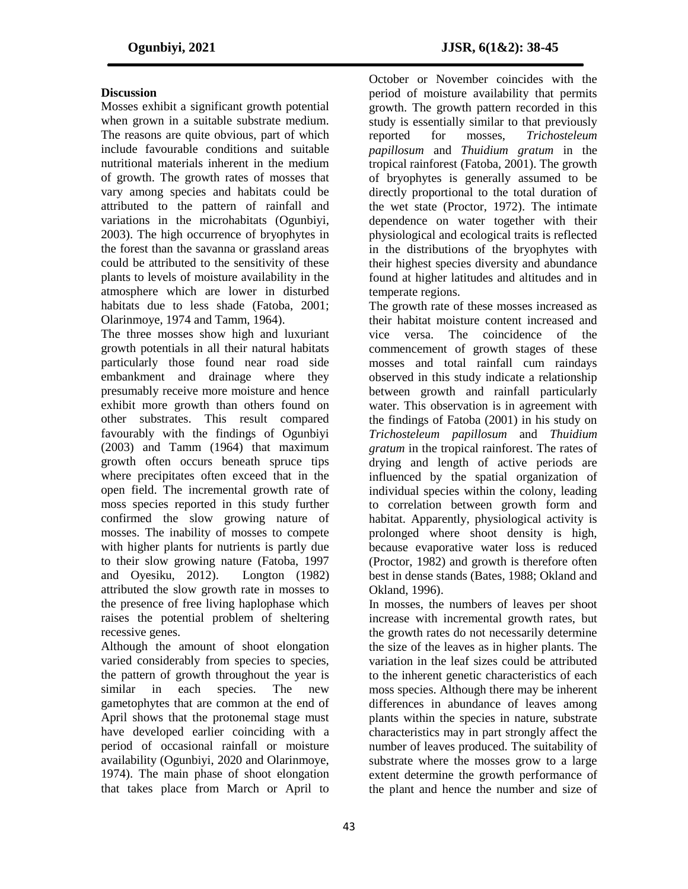## Discussion

Mosses exhibit a significant growth potential when grown in a suitable substrate medium. The reasons are quite obvious, part of which include favourable conditions and suitable nutritional materials inherent in the medium of growth. The growth rates of mosses that vary among species and habitats could be attributed to the pattern of rainfall and variations in the microhabitats (Ogunbiyi, 2003). The high occurrence of bryophytes in the forest than the savanna or grassland areas could be attributed to the sensitivity of these plants to levels of moisture availability in the atmosphere which are lower in disturbed habitats due to less shade (Fatoba, 2001; Olarinmoye, 1974 and Tamm, 1964).

The three mosses show high and luxuriant growth potentials in all their natural habitats particularly those found near road side embankment and drainage where they presumably receive more moisture and hence exhibit more growth than others found on other substrates. This result compared favourably with the findings of Ogunbiyi (2003) and Tamm (1964) that maximum growth often occurs beneath spruce tips where precipitates often exceed that in the open field. The incremental growth rate of moss species reported in this study further confirmed the slow growing nature of mosses. The inability of mosses to compete with higher plants for nutrients is partly due to their slow growing nature (Fatoba, 1997 and Oyesiku, 2012). Longton (1982) attributed the slow growth rate in mosses to the presence of free living haplophase which raises the potential problem of sheltering recessive genes.

Although the amount of shoot elongation varied considerably from species to species, the pattern of growth throughout the year is similar in each species. The new gametophytes that are common at the end of April shows that the protonemal stage must have developed earlier coinciding with a period of occasional rainfall or moisture availability (Ogunbiyi, 2020 and Olarinmoye, 1974). The main phase of shoot elongation that takes place from March or April to October or November coincides with the period of moisture availability that permits growth. The growth pattern recorded in this study is essentially similar to that previously reported for mosses, *Trichosteleum papillosum* and *Thuidium gratum* in the tropical rainforest (Fatoba, 2001). The growth of bryophytes is generally assumed to be directly proportional to the total duration of the wet state (Proctor, 1972). The intimate dependence on water together with their physiological and ecological traits is reflected in the distributions of the bryophytes with their highest species diversity and abundance found at higher latitudes and altitudes and in temperate regions.

The growth rate of these mosses increased as their habitat moisture content increased and vice versa. The coincidence of the commencement of growth stages of these mosses and total rainfall cum raindays observed in this study indicate a relationship between growth and rainfall particularly water. This observation is in agreement with the findings of Fatoba (2001) in his study on *Trichosteleum papillosum* and *Thuidium gratum* in the tropical rainforest. The rates of drying and length of active periods are influenced by the spatial organization of individual species within the colony, leading to correlation between growth form and habitat. Apparently, physiological activity is prolonged where shoot density is high, because evaporative water loss is reduced (Proctor, 1982) and growth is therefore often best in dense stands (Bates, 1988; Okland and Okland, 1996).

In mosses, the numbers of leaves per shoot increase with incremental growth rates, but the growth rates do not necessarily determine the size of the leaves as in higher plants. The variation in the leaf sizes could be attributed to the inherent genetic characteristics of each moss species. Although there may be inherent differences in abundance of leaves among plants within the species in nature, substrate characteristics may in part strongly affect the number of leaves produced. The suitability of substrate where the mosses grow to a large extent determine the growth performance of the plant and hence the number and size of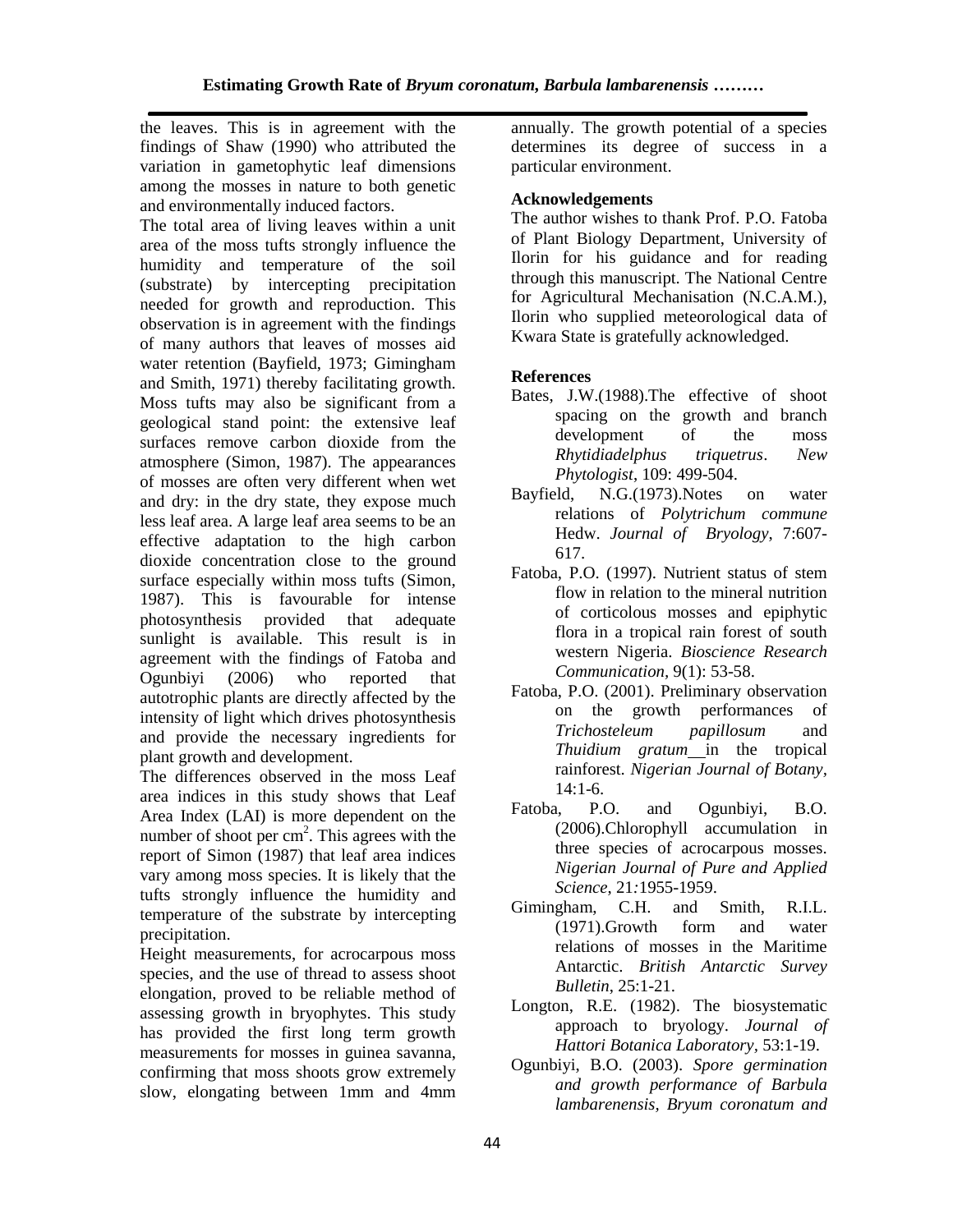the leaves. This is in agreement with the findings of Shaw (1990) who attributed the variation in gametophytic leaf dimensions among the mosses in nature to both genetic and environmentally induced factors.

The total area of living leaves within a unit area of the moss tufts strongly influence the humidity and temperature of the soil (substrate) by intercepting precipitation needed for growth and reproduction. This observation is in agreement with the findings of many authors that leaves of mosses aid water retention (Bayfield, 1973; Gimingham and Smith, 1971) thereby facilitating growth. Moss tufts may also be significant from a geological stand point: the extensive leaf surfaces remove carbon dioxide from the atmosphere (Simon, 1987). The appearances of mosses are often very different when wet and dry: in the dry state, they expose much less leaf area. A large leaf area seems to be an effective adaptation to the high carbon dioxide concentration close to the ground surface especially within moss tufts (Simon, 1987). This is favourable for intense photosynthesis provided that adequate sunlight is available. This result is in agreement with the findings of Fatoba and Ogunbiyi (2006) who reported that autotrophic plants are directly affected by the intensity of light which drives photosynthesis and provide the necessary ingredients for plant growth and development.

The differences observed in the moss Leaf area indices in this study shows that Leaf Area Index (LAI) is more dependent on the number of shoot per $cm^2$. This agrees with the report of Simon (1987) that leaf area indices vary among moss species. It is likely that the tufts strongly influence the humidity and temperature of the substrate by intercepting precipitation.

Height measurements, for acrocarpous moss species, and the use of thread to assess shoot elongation, proved to be reliable method of assessing growth in bryophytes. This study has provided the first long term growth measurements for mosses in guinea savanna, confirming that moss shoots grow extremely slow, elongating between 1mm and 4mm annually. The growth potential of a species determines its degree of success in a particular environment.

## Acknowledgements

The author wishes to thank Prof. P.O. Fatoba of Plant Biology Department, University of Ilorin for his guidance and for reading through this manuscript. The National Centre for Agricultural Mechanisation (N.C.A.M.), Ilorin who supplied meteorological data of Kwara State is gratefully acknowledged.

## References

Bates, J.W.(1988).The effective of shoot spacing on the growth and branch development of the moss *Rhytidiadelphus triquetrus*. *New Phytologist*, 109: 499-504.

Bayfield, N.G.(1973).Notes on water relations of *Polytrichum commune* Hedw. *Journal of Bryology*, 7:607-617.

Fatoba, P.O. (1997). Nutrient status of stem flow in relation to the mineral nutrition of corticolous mosses and epiphytic flora in a tropical rain forest of south western Nigeria. *Bioscience Research Communication*, 9(1): 53-58.

Fatoba, P.O. (2001). Preliminary observation on the growth performances of *Trichosteleum papillosum* and *Thuidium gratum* in the tropical rainforest. *Nigerian Journal of Botany*, 14:1-6.

Fatoba, P.O. and Ogunbiyi, B.O. (2006).Chlorophyll accumulation in three species of acrocarpous mosses. *Nigerian Journal of Pure and Applied Science*, 21:1955-1959.

Gimingham, C.H. and Smith, R.I.L. (1971).Growth form and water relations of mosses in the Maritime Antarctic. *British Antarctic Survey Bulletin*, 25:1-21.

Longton, R.E. (1982). The biosystematic approach to bryology. *Journal of Hattori Botanica Laboratory*, 53:1-19.

Ogunbiyi, B.O. (2003). *Spore germination and growth performance of Barbula lambarenensis, Bryum coronatum and*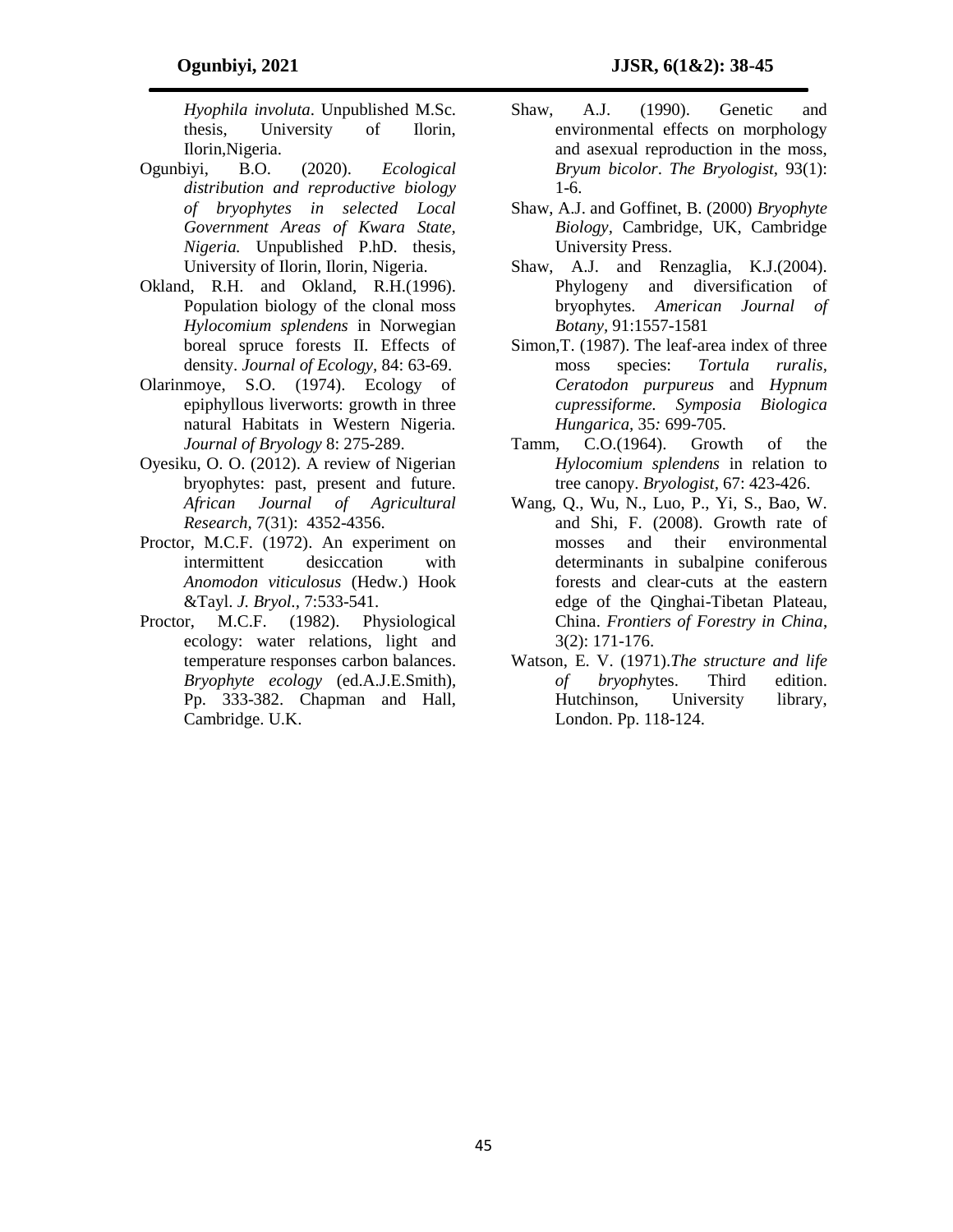*Hyophila involuta*. Unpublished M.Sc. thesis, University of Ilorin, Ilorin,Nigeria.

Ogunbiyi, B.O. (2020). *Ecological distribution and reproductive biology of bryophytes in selected Local Government Areas of Kwara State, Nigeria.* Unpublished P.hD. thesis, University of Ilorin, Ilorin, Nigeria.

Okland, R.H. and Okland, R.H.(1996). Population biology of the clonal moss *Hylocomium splendens* in Norwegian boreal spruce forests II. Effects of density. *Journal of Ecology*, 84: 63-69.

Olarinmoye, S.O. (1974). Ecology of epiphyllous liverworts: growth in three natural Habitats in Western Nigeria. *Journal of Bryology* 8: 275-289.

Oyesiku, O. O. (2012). A review of Nigerian bryophytes: past, present and future. *African Journal of Agricultural Research*, 7(31): 4352-4356.

Proctor, M.C.F. (1972). An experiment on intermittent desiccation with *Anomodon viticulosus* (Hedw.) Hook &Tayl. *J. Bryol.*, 7:533-541.

Proctor, M.C.F. (1982). Physiological ecology: water relations, light and temperature responses carbon balances. *Bryophyte ecology* (ed.A.J.E.Smith), Pp. 333-382. Chapman and Hall, Cambridge. U.K.

Shaw, A.J. (1990). Genetic and environmental effects on morphology and asexual reproduction in the moss, *Bryum bicolor*. *The Bryologist*, 93(1): 1-6.

Shaw, A.J. and Goffinet, B. (2000) *Bryophyte Biology*, Cambridge, UK, Cambridge University Press.

Shaw, A.J. and Renzaglia, K.J.(2004). Phylogeny and diversification of bryophytes. *American Journal of Botany*, 91:1557-1581

Simon,T. (1987). The leaf-area index of three moss species: *Tortula ruralis*, *Ceratodon purpureus* and *Hypnum cupressiforme. Symposia Biologica Hungarica*, 35*:* 699-705.

Tamm, C.O.(1964). Growth of the *Hylocomium splendens* in relation to tree canopy. *Bryologist*, 67: 423-426.

Wang, Q., Wu, N., Luo, P., Yi, S., Bao, W. and Shi, F. (2008). Growth rate of mosses and their environmental determinants in subalpine coniferous forests and clear-cuts at the eastern edge of the Qinghai-Tibetan Plateau, China. *Frontiers of Forestry in China*, 3(2): 171-176.

Watson, E. V. (1971).*The structure and life of bryoph*ytes. Third edition. Hutchinson, University library, London. Pp. 118-124.